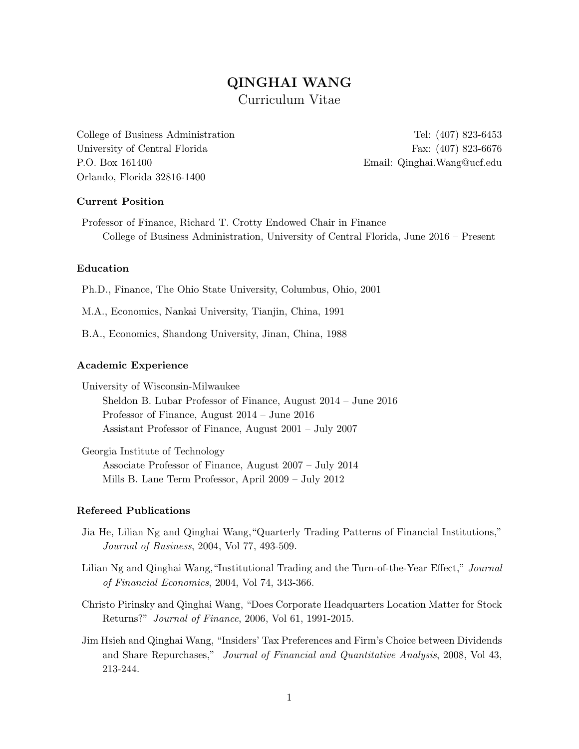# QINGHAI WANG

Curriculum Vitae

College of Business Administration
University of Central Florida
P.O. Box 161400
Orlando, Florida 32816-1400

Tel: (407) 823-6453
Fax: (407) 823-6676
Email: Qinghai.Wang@ucf.edu

### Current Position

Professor of Finance, Richard T. Crotty Endowed Chair in Finance
College of Business Administration, University of Central Florida, June 2016 – Present

### Education

Ph.D., Finance, The Ohio State University, Columbus, Ohio, 2001

M.A., Economics, Nankai University, Tianjin, China, 1991

B.A., Economics, Shandong University, Jinan, China, 1988

### Academic Experience

University of Wisconsin-Milwaukee
Sheldon B. Lubar Professor of Finance, August 2014 – June 2016
Professor of Finance, August 2014 – June 2016
Assistant Professor of Finance, August 2001 – July 2007

Georgia Institute of Technology
Associate Professor of Finance, August 2007 – July 2014
Mills B. Lane Term Professor, April 2009 – July 2012

### Refereed Publications

Jia He, Lilian Ng and Qinghai Wang,"Quarterly Trading Patterns of Financial Institutions," *Journal of Business*, 2004, Vol 77, 493-509.

Lilian Ng and Qinghai Wang,"Institutional Trading and the Turn-of-the-Year Effect," *Journal of Financial Economics*, 2004, Vol 74, 343-366.

Christo Pirinsky and Qinghai Wang, "Does Corporate Headquarters Location Matter for Stock Returns?" *Journal of Finance*, 2006, Vol 61, 1991-2015.

Jim Hsieh and Qinghai Wang, "Insiders' Tax Preferences and Firm's Choice between Dividends and Share Repurchases," *Journal of Financial and Quantitative Analysis*, 2008, Vol 43, 213-244.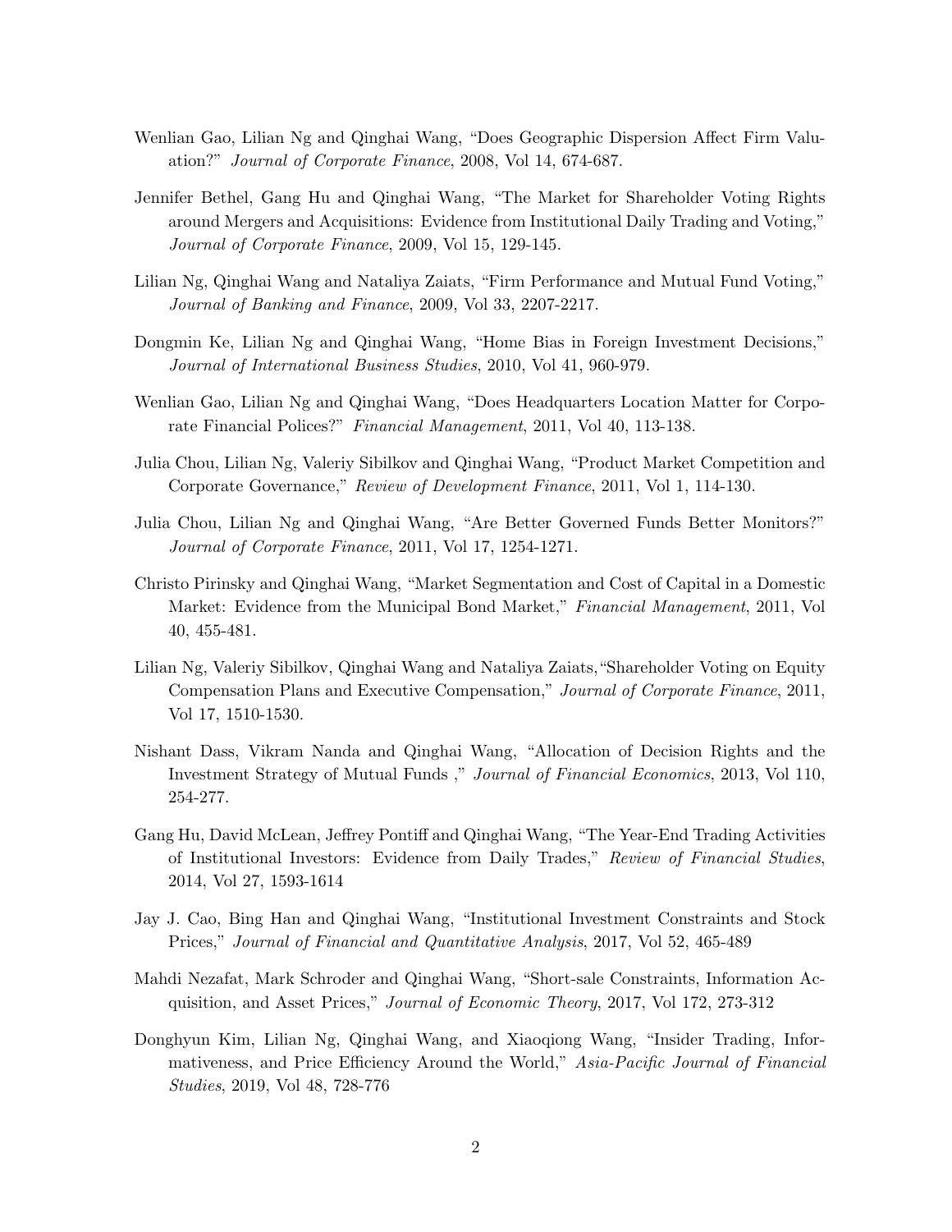Wenlian Gao, Lilian Ng and Qinghai Wang, "Does Geographic Dispersion Affect Firm Valuation?" *Journal of Corporate Finance*, 2008, Vol 14, 674-687.

Jennifer Bethel, Gang Hu and Qinghai Wang, "The Market for Shareholder Voting Rights around Mergers and Acquisitions: Evidence from Institutional Daily Trading and Voting," *Journal of Corporate Finance*, 2009, Vol 15, 129-145.

Lilian Ng, Qinghai Wang and Nataliya Zaiats, "Firm Performance and Mutual Fund Voting," *Journal of Banking and Finance*, 2009, Vol 33, 2207-2217.

Dongmin Ke, Lilian Ng and Qinghai Wang, "Home Bias in Foreign Investment Decisions," *Journal of International Business Studies*, 2010, Vol 41, 960-979.

Wenlian Gao, Lilian Ng and Qinghai Wang, "Does Headquarters Location Matter for Corporate Financial Polices?" *Financial Management*, 2011, Vol 40, 113-138.

Julia Chou, Lilian Ng, Valeriy Sibilkov and Qinghai Wang, "Product Market Competition and Corporate Governance," *Review of Development Finance*, 2011, Vol 1, 114-130.

Julia Chou, Lilian Ng and Qinghai Wang, "Are Better Governed Funds Better Monitors?" *Journal of Corporate Finance*, 2011, Vol 17, 1254-1271.

Christo Pirinsky and Qinghai Wang, "Market Segmentation and Cost of Capital in a Domestic Market: Evidence from the Municipal Bond Market," *Financial Management*, 2011, Vol 40, 455-481.

Lilian Ng, Valeriy Sibilkov, Qinghai Wang and Nataliya Zaiats,"Shareholder Voting on Equity Compensation Plans and Executive Compensation," *Journal of Corporate Finance*, 2011, Vol 17, 1510-1530.

Nishant Dass, Vikram Nanda and Qinghai Wang, "Allocation of Decision Rights and the Investment Strategy of Mutual Funds ," *Journal of Financial Economics*, 2013, Vol 110, 254-277.

Gang Hu, David McLean, Jeffrey Pontiff and Qinghai Wang, "The Year-End Trading Activities of Institutional Investors: Evidence from Daily Trades," *Review of Financial Studies*, 2014, Vol 27, 1593-1614

Jay J. Cao, Bing Han and Qinghai Wang, "Institutional Investment Constraints and Stock Prices," *Journal of Financial and Quantitative Analysis*, 2017, Vol 52, 465-489

Mahdi Nezafat, Mark Schroder and Qinghai Wang, "Short-sale Constraints, Information Acquisition, and Asset Prices," *Journal of Economic Theory*, 2017, Vol 172, 273-312

Donghyun Kim, Lilian Ng, Qinghai Wang, and Xiaoqiong Wang, "Insider Trading, Informativeness, and Price Efficiency Around the World," *Asia-Pacific Journal of Financial Studies*, 2019, Vol 48, 728-776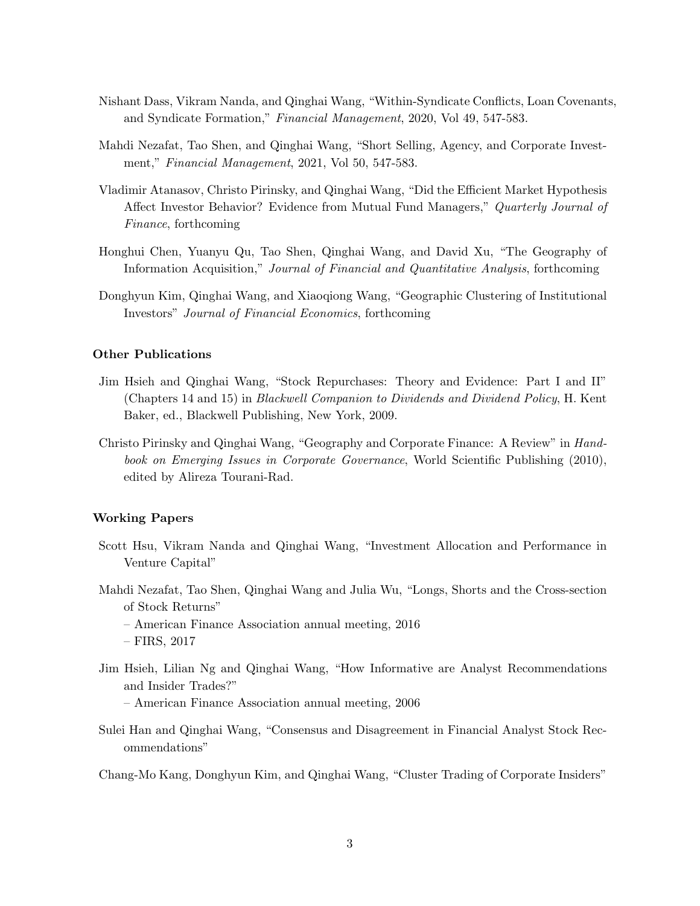Nishant Dass, Vikram Nanda, and Qinghai Wang, "Within-Syndicate Conflicts, Loan Covenants, and Syndicate Formation," *Financial Management*, 2020, Vol 49, 547-583.

Mahdi Nezafat, Tao Shen, and Qinghai Wang, "Short Selling, Agency, and Corporate Investment," *Financial Management*, 2021, Vol 50, 547-583.

Vladimir Atanasov, Christo Pirinsky, and Qinghai Wang, "Did the Efficient Market Hypothesis Affect Investor Behavior? Evidence from Mutual Fund Managers," *Quarterly Journal of Finance*, forthcoming

Honghui Chen, Yuanyu Qu, Tao Shen, Qinghai Wang, and David Xu, "The Geography of Information Acquisition," *Journal of Financial and Quantitative Analysis*, forthcoming

Donghyun Kim, Qinghai Wang, and Xiaoqiong Wang, "Geographic Clustering of Institutional Investors" *Journal of Financial Economics*, forthcoming

### Other Publications

Jim Hsieh and Qinghai Wang, "Stock Repurchases: Theory and Evidence: Part I and II" (Chapters 14 and 15) in *Blackwell Companion to Dividends and Dividend Policy*, H. Kent Baker, ed., Blackwell Publishing, New York, 2009.

Christo Pirinsky and Qinghai Wang, "Geography and Corporate Finance: A Review" in *Handbook on Emerging Issues in Corporate Governance*, World Scientific Publishing (2010), edited by Alireza Tourani-Rad.

### Working Papers

Scott Hsu, Vikram Nanda and Qinghai Wang, "Investment Allocation and Performance in Venture Capital"

Mahdi Nezafat, Tao Shen, Qinghai Wang and Julia Wu, "Longs, Shorts and the Cross-section of Stock Returns"
– American Finance Association annual meeting, 2016
– FIRS, 2017

Jim Hsieh, Lilian Ng and Qinghai Wang, "How Informative are Analyst Recommendations and Insider Trades?"
– American Finance Association annual meeting, 2006

Sulei Han and Qinghai Wang, "Consensus and Disagreement in Financial Analyst Stock Recommendations"

Chang-Mo Kang, Donghyun Kim, and Qinghai Wang, "Cluster Trading of Corporate Insiders"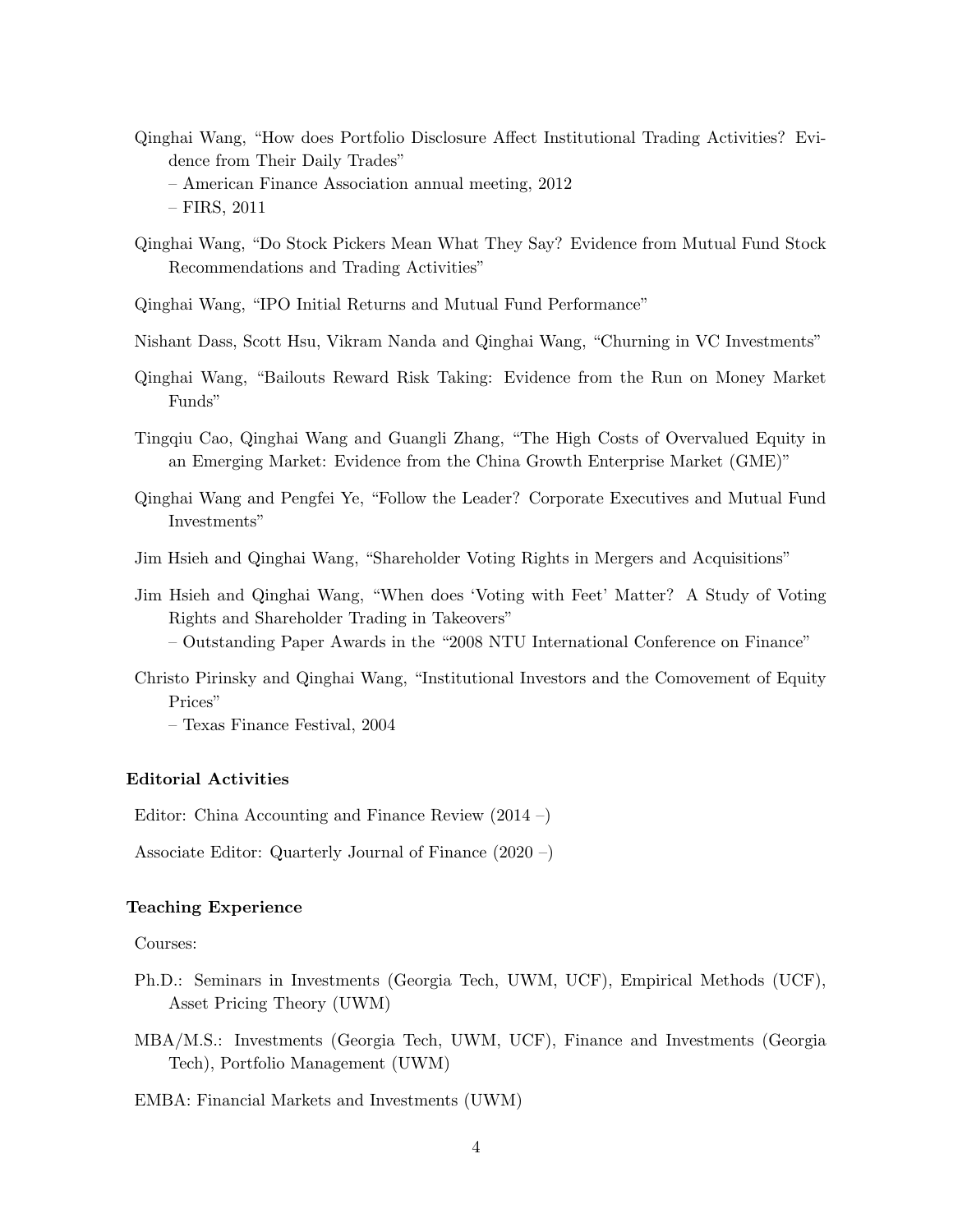Qinghai Wang, "How does Portfolio Disclosure Affect Institutional Trading Activities? Evidence from Their Daily Trades"
– American Finance Association annual meeting, 2012
– FIRS, 2011

Qinghai Wang, "Do Stock Pickers Mean What They Say? Evidence from Mutual Fund Stock Recommendations and Trading Activities"

Qinghai Wang, "IPO Initial Returns and Mutual Fund Performance"

Nishant Dass, Scott Hsu, Vikram Nanda and Qinghai Wang, "Churning in VC Investments"

Qinghai Wang, "Bailouts Reward Risk Taking: Evidence from the Run on Money Market Funds"

Tingqiu Cao, Qinghai Wang and Guangli Zhang, "The High Costs of Overvalued Equity in an Emerging Market: Evidence from the China Growth Enterprise Market (GME)"

Qinghai Wang and Pengfei Ye, "Follow the Leader? Corporate Executives and Mutual Fund Investments"

Jim Hsieh and Qinghai Wang, "Shareholder Voting Rights in Mergers and Acquisitions"

Jim Hsieh and Qinghai Wang, "When does 'Voting with Feet' Matter? A Study of Voting Rights and Shareholder Trading in Takeovers"
– Outstanding Paper Awards in the "2008 NTU International Conference on Finance"

Christo Pirinsky and Qinghai Wang, "Institutional Investors and the Comovement of Equity Prices"
– Texas Finance Festival, 2004

**Editorial Activities**

Editor: China Accounting and Finance Review (2014 –)

Associate Editor: Quarterly Journal of Finance (2020 –)

**Teaching Experience**

Courses:

Ph.D.: Seminars in Investments (Georgia Tech, UWM, UCF), Empirical Methods (UCF), Asset Pricing Theory (UWM)

MBA/M.S.: Investments (Georgia Tech, UWM, UCF), Finance and Investments (Georgia Tech), Portfolio Management (UWM)

EMBA: Financial Markets and Investments (UWM)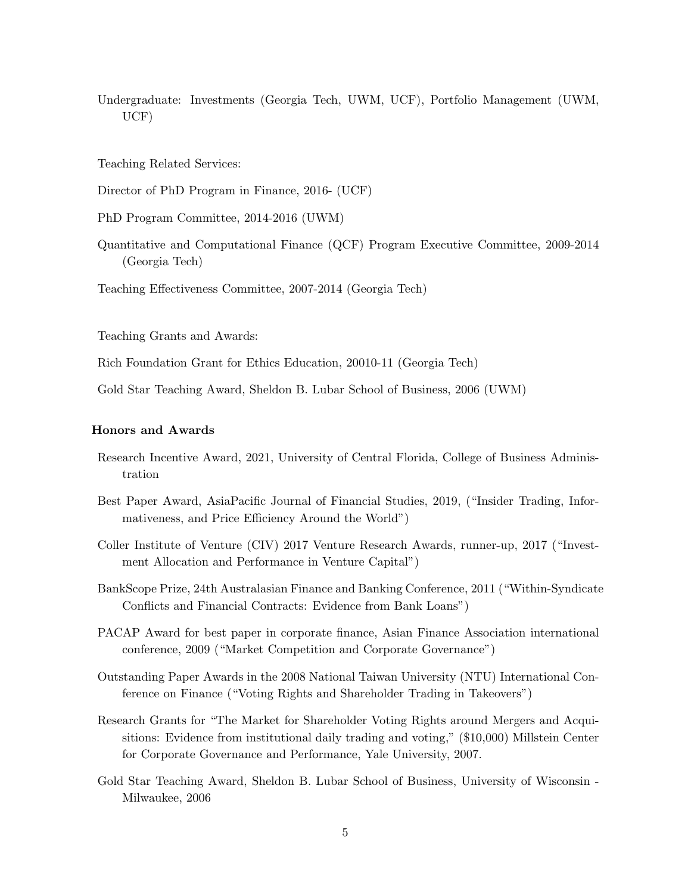Undergraduate: Investments (Georgia Tech, UWM, UCF), Portfolio Management (UWM, UCF)

Teaching Related Services:

Director of PhD Program in Finance, 2016- (UCF)

PhD Program Committee, 2014-2016 (UWM)

Quantitative and Computational Finance (QCF) Program Executive Committee, 2009-2014 (Georgia Tech)

Teaching Effectiveness Committee, 2007-2014 (Georgia Tech)

Teaching Grants and Awards:

Rich Foundation Grant for Ethics Education, 20010-11 (Georgia Tech)

Gold Star Teaching Award, Sheldon B. Lubar School of Business, 2006 (UWM)

**Honors and Awards**

Research Incentive Award, 2021, University of Central Florida, College of Business Administration

Best Paper Award, AsiaPacific Journal of Financial Studies, 2019, ("Insider Trading, Informativeness, and Price Efficiency Around the World")

Coller Institute of Venture (CIV) 2017 Venture Research Awards, runner-up, 2017 ("Investment Allocation and Performance in Venture Capital")

BankScope Prize, 24th Australasian Finance and Banking Conference, 2011 ("Within-Syndicate Conflicts and Financial Contracts: Evidence from Bank Loans")

PACAP Award for best paper in corporate finance, Asian Finance Association international conference, 2009 ("Market Competition and Corporate Governance")

Outstanding Paper Awards in the 2008 National Taiwan University (NTU) International Conference on Finance ("Voting Rights and Shareholder Trading in Takeovers")

Research Grants for "The Market for Shareholder Voting Rights around Mergers and Acquisitions: Evidence from institutional daily trading and voting," ($10,000) Millstein Center for Corporate Governance and Performance, Yale University, 2007.

Gold Star Teaching Award, Sheldon B. Lubar School of Business, University of Wisconsin - Milwaukee, 2006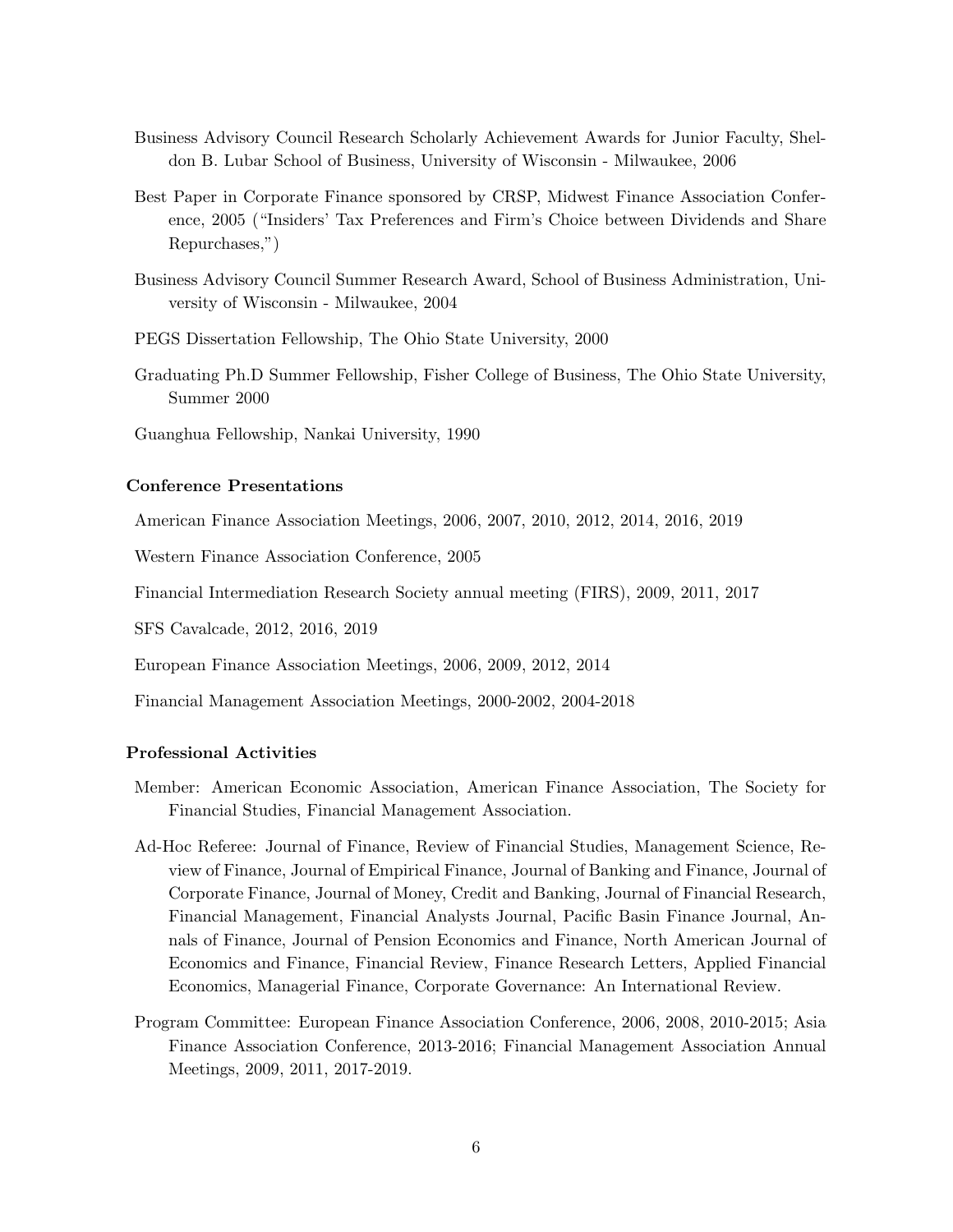Business Advisory Council Research Scholarly Achievement Awards for Junior Faculty, Sheldon B. Lubar School of Business, University of Wisconsin - Milwaukee, 2006

Best Paper in Corporate Finance sponsored by CRSP, Midwest Finance Association Conference, 2005 ("Insiders' Tax Preferences and Firm's Choice between Dividends and Share Repurchases,")

Business Advisory Council Summer Research Award, School of Business Administration, University of Wisconsin - Milwaukee, 2004

PEGS Dissertation Fellowship, The Ohio State University, 2000

Graduating Ph.D Summer Fellowship, Fisher College of Business, The Ohio State University, Summer 2000

Guanghua Fellowship, Nankai University, 1990

**Conference Presentations**

American Finance Association Meetings, 2006, 2007, 2010, 2012, 2014, 2016, 2019

Western Finance Association Conference, 2005

Financial Intermediation Research Society annual meeting (FIRS), 2009, 2011, 2017

SFS Cavalcade, 2012, 2016, 2019

European Finance Association Meetings, 2006, 2009, 2012, 2014

Financial Management Association Meetings, 2000-2002, 2004-2018

**Professional Activities**

Member: American Economic Association, American Finance Association, The Society for Financial Studies, Financial Management Association.

Ad-Hoc Referee: Journal of Finance, Review of Financial Studies, Management Science, Review of Finance, Journal of Empirical Finance, Journal of Banking and Finance, Journal of Corporate Finance, Journal of Money, Credit and Banking, Journal of Financial Research, Financial Management, Financial Analysts Journal, Pacific Basin Finance Journal, Annals of Finance, Journal of Pension Economics and Finance, North American Journal of Economics and Finance, Financial Review, Finance Research Letters, Applied Financial Economics, Managerial Finance, Corporate Governance: An International Review.

Program Committee: European Finance Association Conference, 2006, 2008, 2010-2015; Asia Finance Association Conference, 2013-2016; Financial Management Association Annual Meetings, 2009, 2011, 2017-2019.